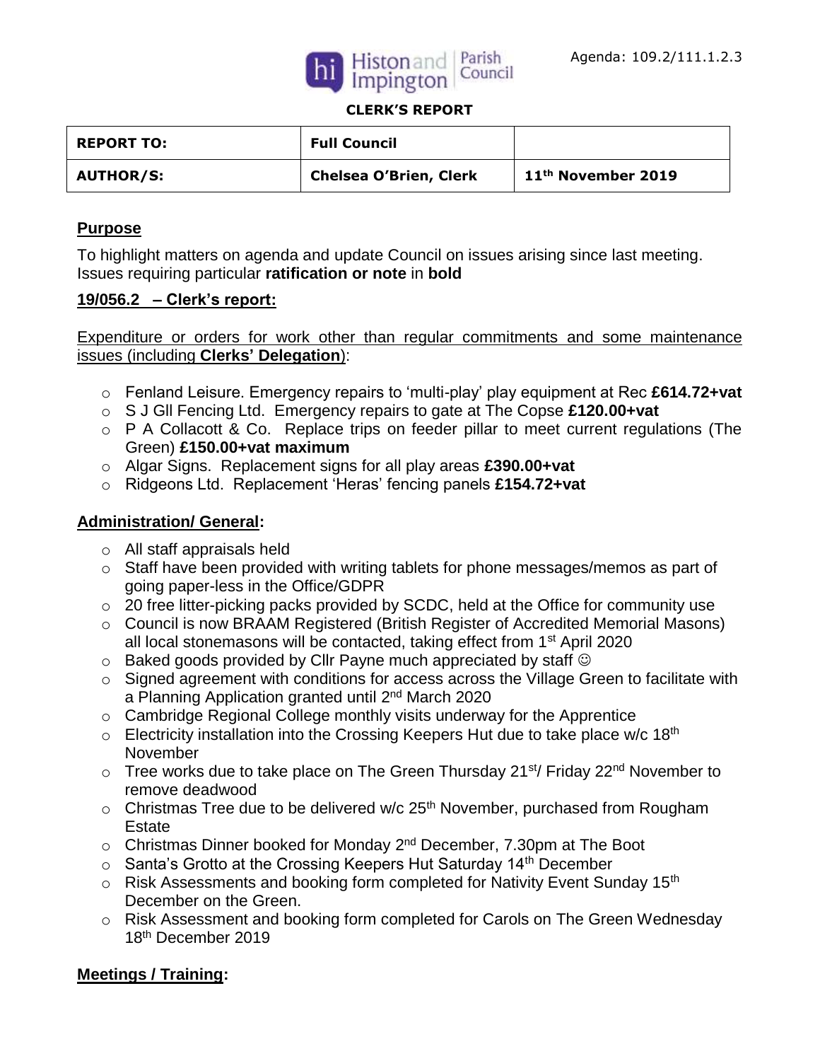Agenda: 109.2/111.1.2.3

Histon and Impington Parish Council

**CLERK'S REPORT**

| **REPORT TO:** | **Full Council** | |
|---|---|---|
| **AUTHOR/S:** | **Chelsea O'Brien, Clerk** | **11th November 2019** |

## Purpose

To highlight matters on agenda and update Council on issues arising since last meeting. Issues requiring particular **ratification or note** in **bold**

## 19/056.2 – Clerk's report:

Expenditure or orders for work other than regular commitments and some maintenance issues (including **Clerks' Delegation**):

- Fenland Leisure. Emergency repairs to 'multi-play' play equipment at Rec **£614.72+vat**
- S J Gll Fencing Ltd. Emergency repairs to gate at The Copse **£120.00+vat**
- P A Collacott & Co. Replace trips on feeder pillar to meet current regulations (The Green) **£150.00+vat maximum**
- Algar Signs. Replacement signs for all play areas **£390.00+vat**
- Ridgeons Ltd. Replacement 'Heras' fencing panels **£154.72+vat**

## Administration/ General:

- All staff appraisals held
- Staff have been provided with writing tablets for phone messages/memos as part of going paper-less in the Office/GDPR
- 20 free litter-picking packs provided by SCDC, held at the Office for community use
- Council is now BRAAM Registered (British Register of Accredited Memorial Masons) all local stonemasons will be contacted, taking effect from 1st April 2020
- Baked goods provided by Cllr Payne much appreciated by staff ☺
- Signed agreement with conditions for access across the Village Green to facilitate with a Planning Application granted until 2nd March 2020
- Cambridge Regional College monthly visits underway for the Apprentice
- Electricity installation into the Crossing Keepers Hut due to take place w/c 18th November
- Tree works due to take place on The Green Thursday 21st/ Friday 22nd November to remove deadwood
- Christmas Tree due to be delivered w/c 25th November, purchased from Rougham Estate
- Christmas Dinner booked for Monday 2nd December, 7.30pm at The Boot
- Santa's Grotto at the Crossing Keepers Hut Saturday 14th December
- Risk Assessments and booking form completed for Nativity Event Sunday 15th December on the Green.
- Risk Assessment and booking form completed for Carols on The Green Wednesday 18th December 2019

## Meetings / Training: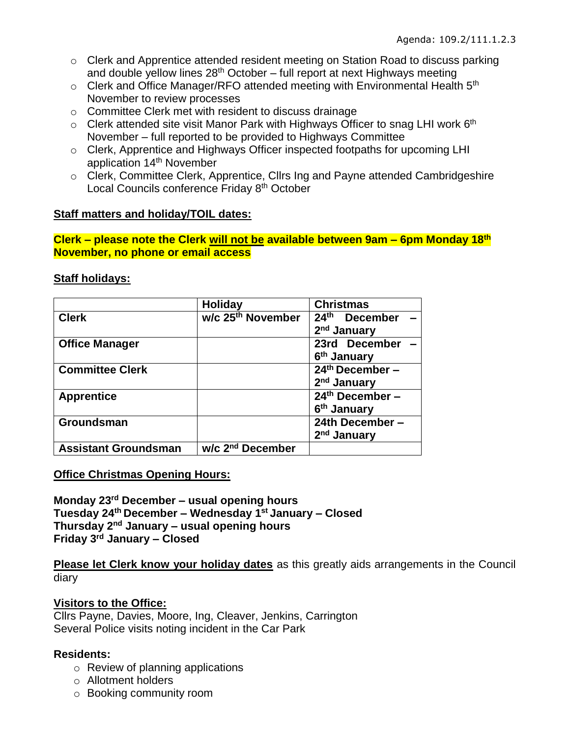Agenda: 109.2/111.1.2.3

- Clerk and Apprentice attended resident meeting on Station Road to discuss parking and double yellow lines 28th October – full report at next Highways meeting
- Clerk and Office Manager/RFO attended meeting with Environmental Health 5th November to review processes
- Committee Clerk met with resident to discuss drainage
- Clerk attended site visit Manor Park with Highways Officer to snag LHI work 6th November – full reported to be provided to Highways Committee
- Clerk, Apprentice and Highways Officer inspected footpaths for upcoming LHI application 14th November
- Clerk, Committee Clerk, Apprentice, Cllrs Ing and Payne attended Cambridgeshire Local Councils conference Friday 8th October

**Staff matters and holiday/TOIL dates:**

**Clerk – please note the Clerk <u>will not be</u> available between 9am – 6pm Monday 18th November, no phone or email access**

**Staff holidays:**

| | Holiday | Christmas |
|---|---|---|
| **Clerk** | **w/c 25th November** | **24th December – 2nd January** |
| **Office Manager** | | **23rd December – 6th January** |
| **Committee Clerk** | | **24th December – 2nd January** |
| **Apprentice** | | **24th December – 6th January** |
| **Groundsman** | | **24th December – 2nd January** |
| **Assistant Groundsman** | **w/c 2nd December** | |

**Office Christmas Opening Hours:**

**Monday 23rd December – usual opening hours**
**Tuesday 24th December – Wednesday 1st January – Closed**
**Thursday 2nd January – usual opening hours**
**Friday 3rd January – Closed**

**Please let Clerk know your holiday dates** as this greatly aids arrangements in the Council diary

**Visitors to the Office:**
Cllrs Payne, Davies, Moore, Ing, Cleaver, Jenkins, Carrington
Several Police visits noting incident in the Car Park

**Residents:**

- Review of planning applications
- Allotment holders
- Booking community room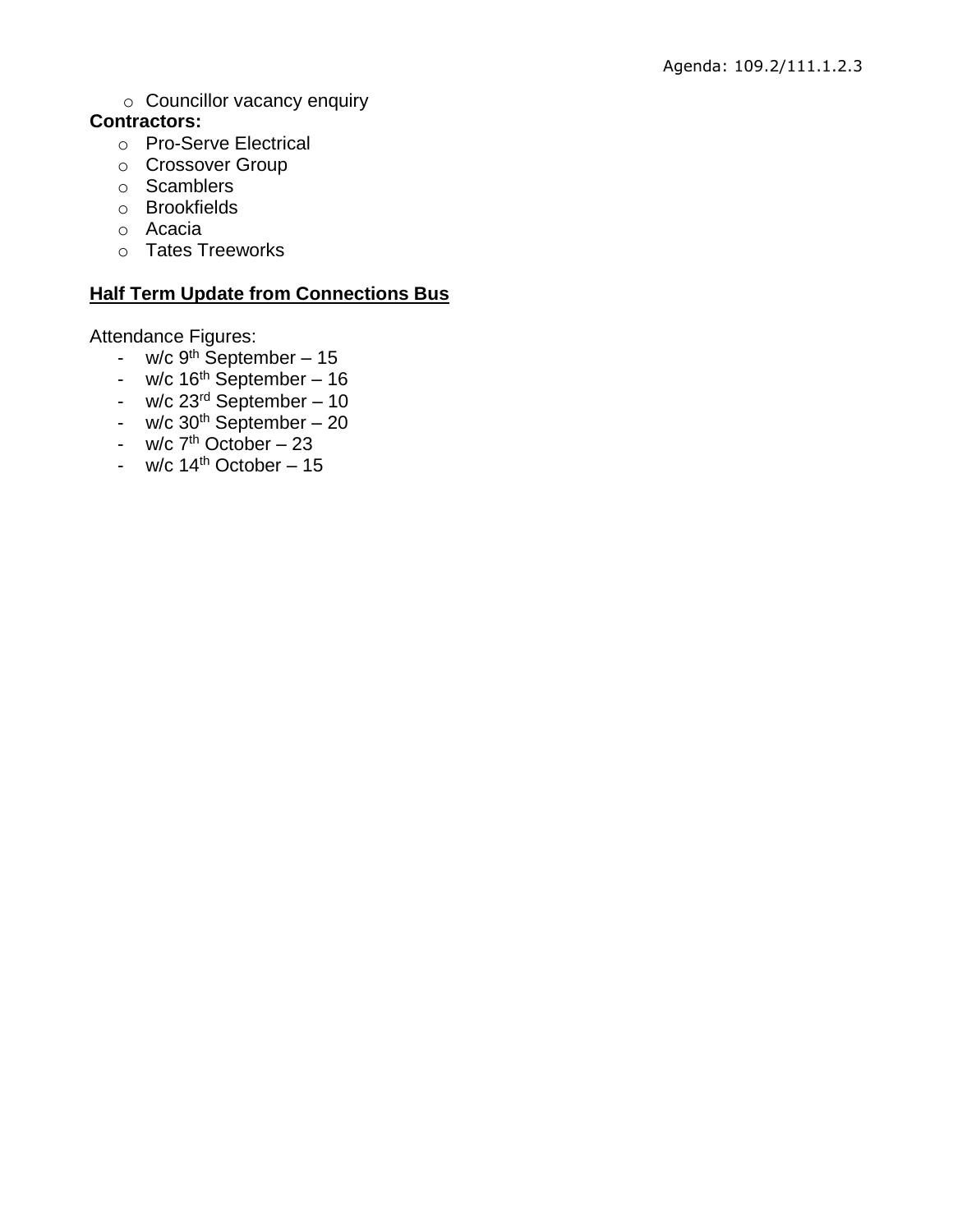- Councillor vacancy enquiry

**Contractors:**

- Pro-Serve Electrical
- Crossover Group
- Scamblers
- Brookfields
- Acacia
- Tates Treeworks

**<u>Half Term Update from Connections Bus</u>**

Attendance Figures:

- w/c 9th September – 15
- w/c 16th September – 16
- w/c 23rd September – 10
- w/c 30th September – 20
- w/c 7th October – 23
- w/c 14th October – 15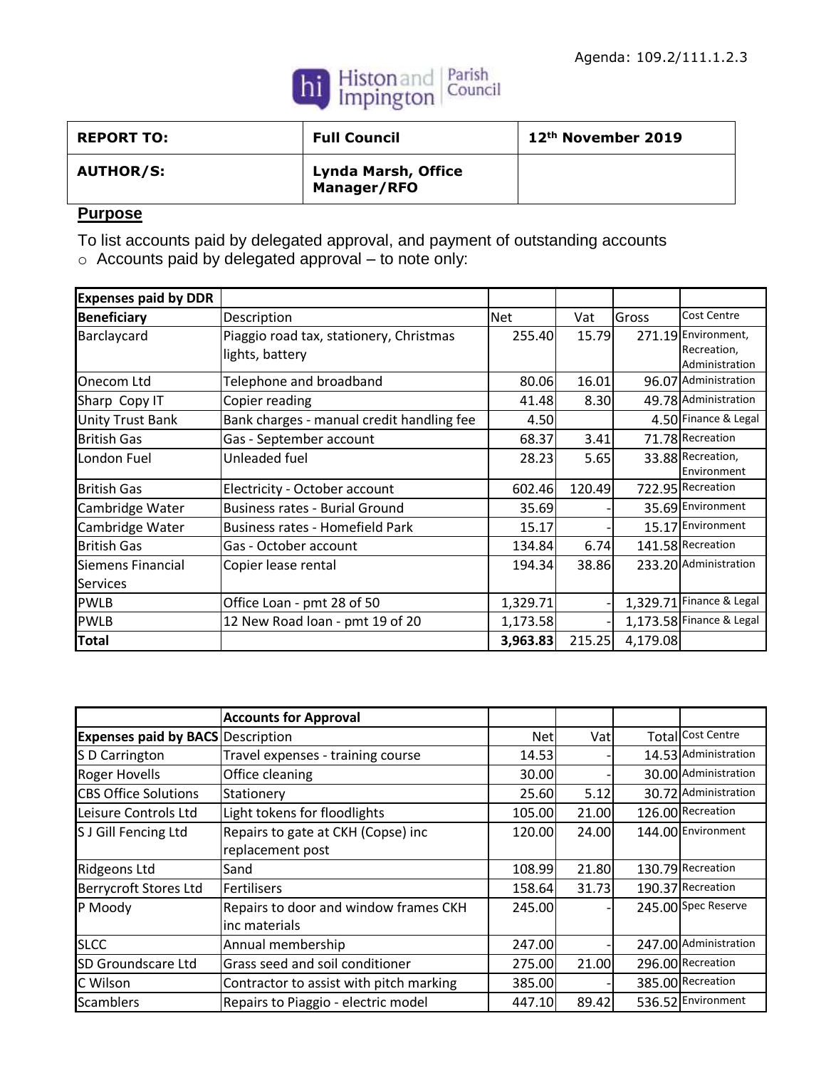Agenda: 109.2/111.1.2.3

Histon and Impington Parish Council

| REPORT TO: | Full Council | 12th November 2019 |
| --- | --- | --- |
| AUTHOR/S: | Lynda Marsh, Office Manager/RFO | |

## Purpose

To list accounts paid by delegated approval, and payment of outstanding accounts

- Accounts paid by delegated approval – to note only:

| Expenses paid by DDR | | | | | |
| --- | --- | --- | --- | --- | --- |
| **Beneficiary** | Description | Net | Vat | Gross | Cost Centre |
| Barclaycard | Piaggio road tax, stationery, Christmas lights, battery | 255.40 | 15.79 | 271.19 | Environment, Recreation, Administration |
| Onecom Ltd | Telephone and broadband | 80.06 | 16.01 | 96.07 | Administration |
| Sharp Copy IT | Copier reading | 41.48 | 8.30 | 49.78 | Administration |
| Unity Trust Bank | Bank charges - manual credit handling fee | 4.50 | | 4.50 | Finance & Legal |
| British Gas | Gas - September account | 68.37 | 3.41 | 71.78 | Recreation |
| London Fuel | Unleaded fuel | 28.23 | 5.65 | 33.88 | Recreation, Environment |
| British Gas | Electricity - October account | 602.46 | 120.49 | 722.95 | Recreation |
| Cambridge Water | Business rates - Burial Ground | 35.69 | - | 35.69 | Environment |
| Cambridge Water | Business rates - Homefield Park | 15.17 | - | 15.17 | Environment |
| British Gas | Gas - October account | 134.84 | 6.74 | 141.58 | Recreation |
| Siemens Financial Services | Copier lease rental | 194.34 | 38.86 | 233.20 | Administration |
| PWLB | Office Loan - pmt 28 of 50 | 1,329.71 | - | 1,329.71 | Finance & Legal |
| PWLB | 12 New Road loan - pmt 19 of 20 | 1,173.58 | - | 1,173.58 | Finance & Legal |
| **Total** | | **3,963.83** | 215.25 | 4,179.08 | |

| | Accounts for Approval | | | | |
| --- | --- | --- | --- | --- | --- |
| **Expenses paid by BACS** | Description | Net | Vat | Total | Cost Centre |
| S D Carrington | Travel expenses - training course | 14.53 | - | 14.53 | Administration |
| Roger Hovells | Office cleaning | 30.00 | - | 30.00 | Administration |
| CBS Office Solutions | Stationery | 25.60 | 5.12 | 30.72 | Administration |
| Leisure Controls Ltd | Light tokens for floodlights | 105.00 | 21.00 | 126.00 | Recreation |
| S J Gill Fencing Ltd | Repairs to gate at CKH (Copse) inc replacement post | 120.00 | 24.00 | 144.00 | Environment |
| Ridgeons Ltd | Sand | 108.99 | 21.80 | 130.79 | Recreation |
| Berrycroft Stores Ltd | Fertilisers | 158.64 | 31.73 | 190.37 | Recreation |
| P Moody | Repairs to door and window frames CKH inc materials | 245.00 | - | 245.00 | Spec Reserve |
| SLCC | Annual membership | 247.00 | - | 247.00 | Administration |
| SD Groundscare Ltd | Grass seed and soil conditioner | 275.00 | 21.00 | 296.00 | Recreation |
| C Wilson | Contractor to assist with pitch marking | 385.00 | - | 385.00 | Recreation |
| Scamblers | Repairs to Piaggio - electric model | 447.10 | 89.42 | 536.52 | Environment |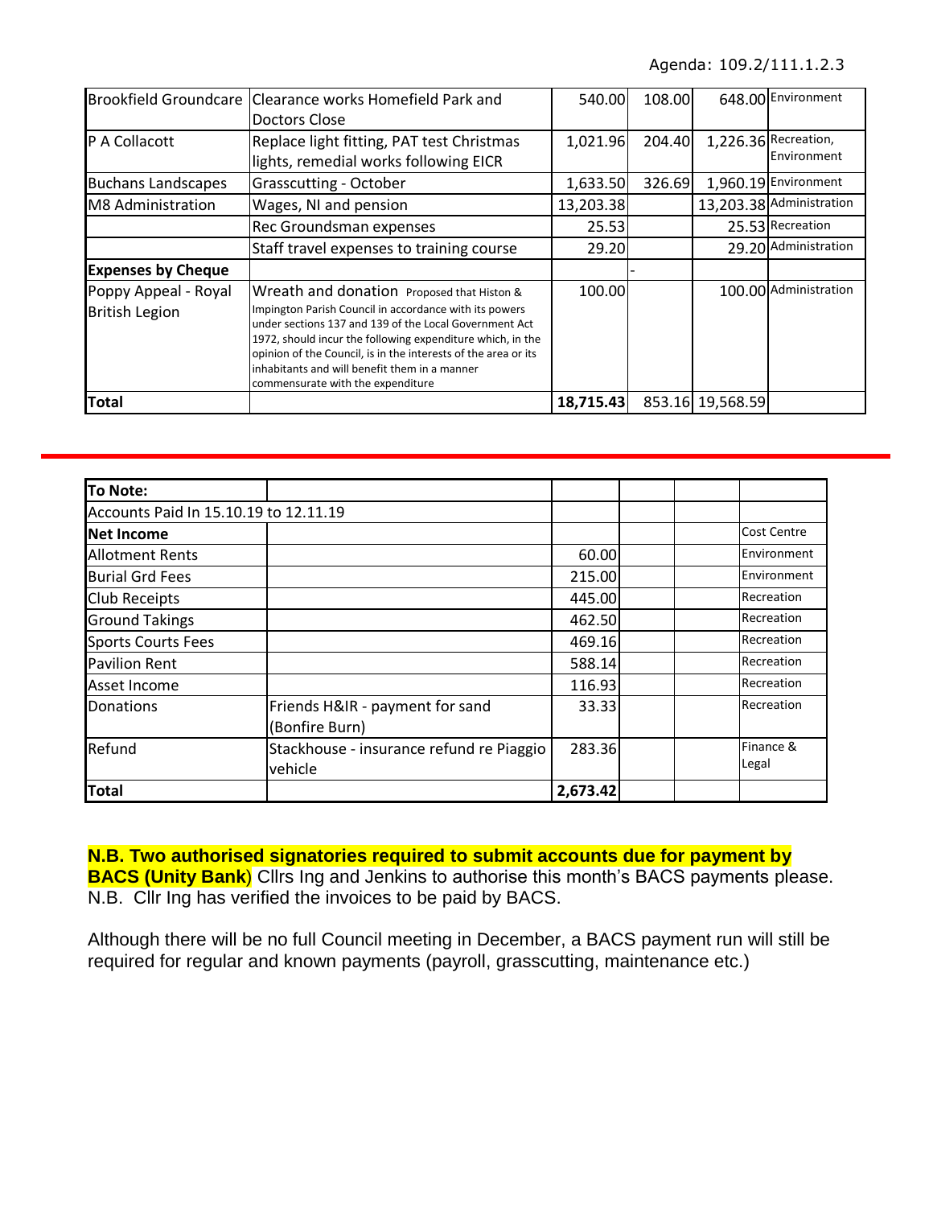Agenda: 109.2/111.1.2.3

| | | | | | |
|---|---|---|---|---|---|
| Brookfield Groundcare | Clearance works Homefield Park and Doctors Close | 540.00 | 108.00 | 648.00 | Environment |
| P A Collacott | Replace light fitting, PAT test Christmas lights, remedial works following EICR | 1,021.96 | 204.40 | 1,226.36 | Recreation, Environment |
| Buchans Landscapes | Grasscutting - October | 1,633.50 | 326.69 | 1,960.19 | Environment |
| M8 Administration | Wages, NI and pension | 13,203.38 | | 13,203.38 | Administration |
| | Rec Groundsman expenses | 25.53 | | 25.53 | Recreation |
| | Staff travel expenses to training course | 29.20 | | 29.20 | Administration |
| **Expenses by Cheque** | | | - | | |
| Poppy Appeal - Royal British Legion | Wreath and donation Proposed that Histon & Impington Parish Council in accordance with its powers under sections 137 and 139 of the Local Government Act 1972, should incur the following expenditure which, in the opinion of the Council, is in the interests of the area or its inhabitants and will benefit them in a manner commensurate with the expenditure | 100.00 | | 100.00 | Administration |
| **Total** | | **18,715.43** | 853.16 | 19,568.59 | |

| **To Note:** | | | | | |
|---|---|---|---|---|---|
| Accounts Paid In 15.10.19 to 12.11.19 | | | | | |
| **Net Income** | | | | | Cost Centre |
| Allotment Rents | | 60.00 | | | Environment |
| Burial Grd Fees | | 215.00 | | | Environment |
| Club Receipts | | 445.00 | | | Recreation |
| Ground Takings | | 462.50 | | | Recreation |
| Sports Courts Fees | | 469.16 | | | Recreation |
| Pavilion Rent | | 588.14 | | | Recreation |
| Asset Income | | 116.93 | | | Recreation |
| Donations | Friends H&IR - payment for sand (Bonfire Burn) | 33.33 | | | Recreation |
| Refund | Stackhouse - insurance refund re Piaggio vehicle | 283.36 | | | Finance & Legal |
| **Total** | | **2,673.42** | | | |

**N.B. Two authorised signatories required to submit accounts due for payment by BACS (Unity Bank**) Cllrs Ing and Jenkins to authorise this month's BACS payments please. N.B. Cllr Ing has verified the invoices to be paid by BACS.

Although there will be no full Council meeting in December, a BACS payment run will still be required for regular and known payments (payroll, grasscutting, maintenance etc.)